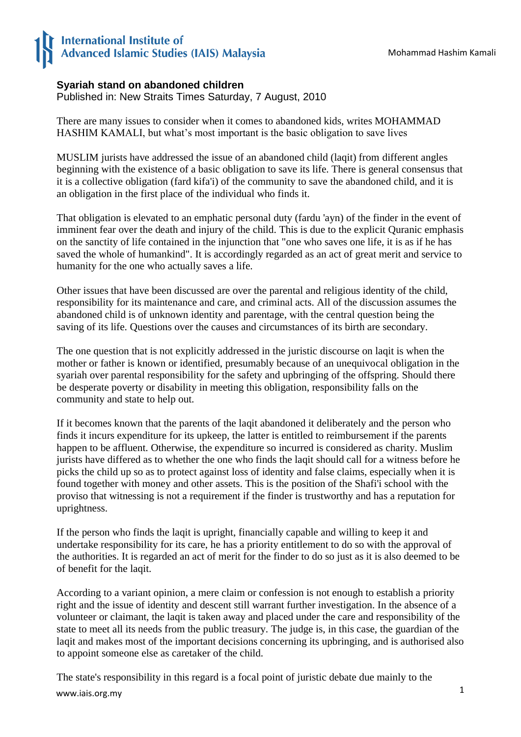**Syariah stand on abandoned children**
Published in: New Straits Times Saturday, 7 August, 2010

There are many issues to consider when it comes to abandoned kids, writes MOHAMMAD HASHIM KAMALI, but what's most important is the basic obligation to save lives

MUSLIM jurists have addressed the issue of an abandoned child (laqit) from different angles beginning with the existence of a basic obligation to save its life. There is general consensus that it is a collective obligation (fard kifa'i) of the community to save the abandoned child, and it is an obligation in the first place of the individual who finds it.

That obligation is elevated to an emphatic personal duty (fardu 'ayn) of the finder in the event of imminent fear over the death and injury of the child. This is due to the explicit Quranic emphasis on the sanctity of life contained in the injunction that "one who saves one life, it is as if he has saved the whole of humankind". It is accordingly regarded as an act of great merit and service to humanity for the one who actually saves a life.

Other issues that have been discussed are over the parental and religious identity of the child, responsibility for its maintenance and care, and criminal acts. All of the discussion assumes the abandoned child is of unknown identity and parentage, with the central question being the saving of its life. Questions over the causes and circumstances of its birth are secondary.

The one question that is not explicitly addressed in the juristic discourse on laqit is when the mother or father is known or identified, presumably because of an unequivocal obligation in the syariah over parental responsibility for the safety and upbringing of the offspring. Should there be desperate poverty or disability in meeting this obligation, responsibility falls on the community and state to help out.

If it becomes known that the parents of the laqit abandoned it deliberately and the person who finds it incurs expenditure for its upkeep, the latter is entitled to reimbursement if the parents happen to be affluent. Otherwise, the expenditure so incurred is considered as charity. Muslim jurists have differed as to whether the one who finds the laqit should call for a witness before he picks the child up so as to protect against loss of identity and false claims, especially when it is found together with money and other assets. This is the position of the Shafi'i school with the proviso that witnessing is not a requirement if the finder is trustworthy and has a reputation for uprightness.

If the person who finds the laqit is upright, financially capable and willing to keep it and undertake responsibility for its care, he has a priority entitlement to do so with the approval of the authorities. It is regarded an act of merit for the finder to do so just as it is also deemed to be of benefit for the laqit.

According to a variant opinion, a mere claim or confession is not enough to establish a priority right and the issue of identity and descent still warrant further investigation. In the absence of a volunteer or claimant, the laqit is taken away and placed under the care and responsibility of the state to meet all its needs from the public treasury. The judge is, in this case, the guardian of the laqit and makes most of the important decisions concerning its upbringing, and is authorised also to appoint someone else as caretaker of the child.

The state's responsibility in this regard is a focal point of juristic debate due mainly to the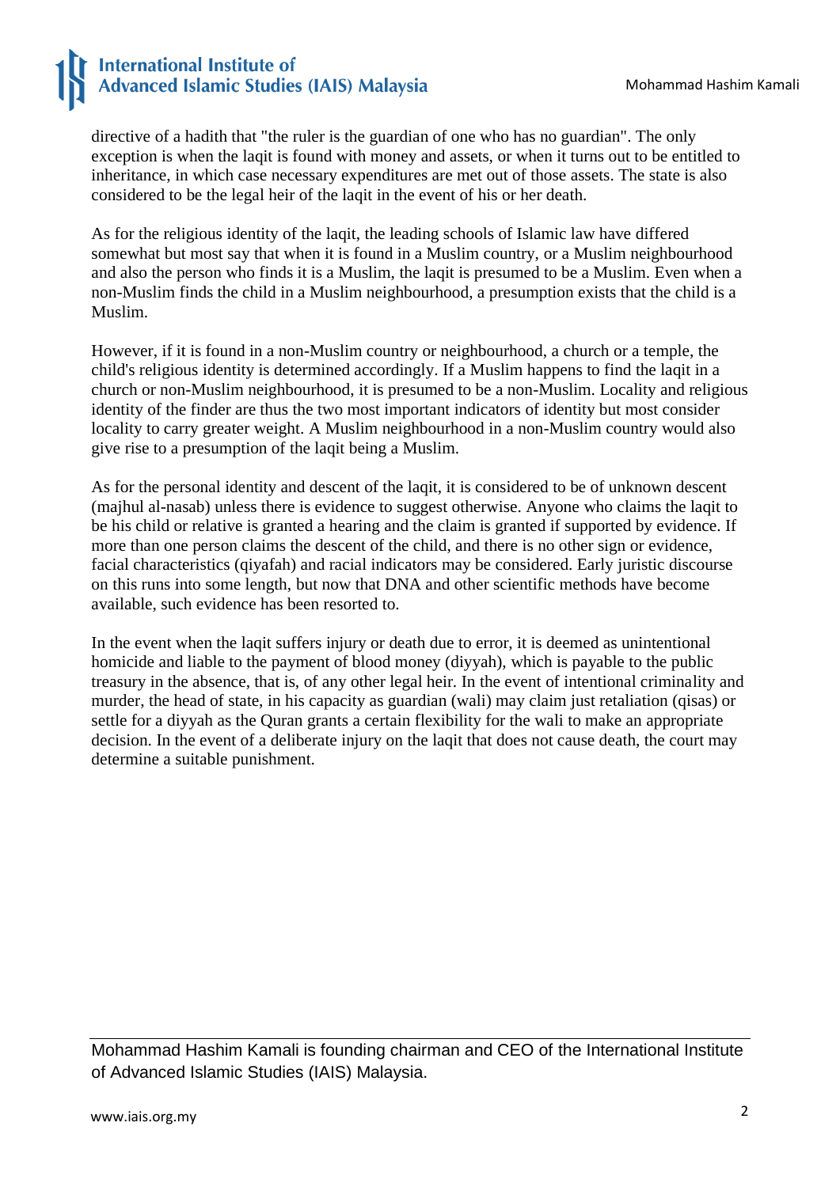directive of a hadith that "the ruler is the guardian of one who has no guardian". The only exception is when the laqit is found with money and assets, or when it turns out to be entitled to inheritance, in which case necessary expenditures are met out of those assets. The state is also considered to be the legal heir of the laqit in the event of his or her death.

As for the religious identity of the laqit, the leading schools of Islamic law have differed somewhat but most say that when it is found in a Muslim country, or a Muslim neighbourhood and also the person who finds it is a Muslim, the laqit is presumed to be a Muslim. Even when a non-Muslim finds the child in a Muslim neighbourhood, a presumption exists that the child is a Muslim.

However, if it is found in a non-Muslim country or neighbourhood, a church or a temple, the child's religious identity is determined accordingly. If a Muslim happens to find the laqit in a church or non-Muslim neighbourhood, it is presumed to be a non-Muslim. Locality and religious identity of the finder are thus the two most important indicators of identity but most consider locality to carry greater weight. A Muslim neighbourhood in a non-Muslim country would also give rise to a presumption of the laqit being a Muslim.

As for the personal identity and descent of the laqit, it is considered to be of unknown descent (majhul al-nasab) unless there is evidence to suggest otherwise. Anyone who claims the laqit to be his child or relative is granted a hearing and the claim is granted if supported by evidence. If more than one person claims the descent of the child, and there is no other sign or evidence, facial characteristics (qiyafah) and racial indicators may be considered. Early juristic discourse on this runs into some length, but now that DNA and other scientific methods have become available, such evidence has been resorted to.

In the event when the laqit suffers injury or death due to error, it is deemed as unintentional homicide and liable to the payment of blood money (diyyah), which is payable to the public treasury in the absence, that is, of any other legal heir. In the event of intentional criminality and murder, the head of state, in his capacity as guardian (wali) may claim just retaliation (qisas) or settle for a diyyah as the Quran grants a certain flexibility for the wali to make an appropriate decision. In the event of a deliberate injury on the laqit that does not cause death, the court may determine a suitable punishment.

---

Mohammad Hashim Kamali is founding chairman and CEO of the International Institute of Advanced Islamic Studies (IAIS) Malaysia.